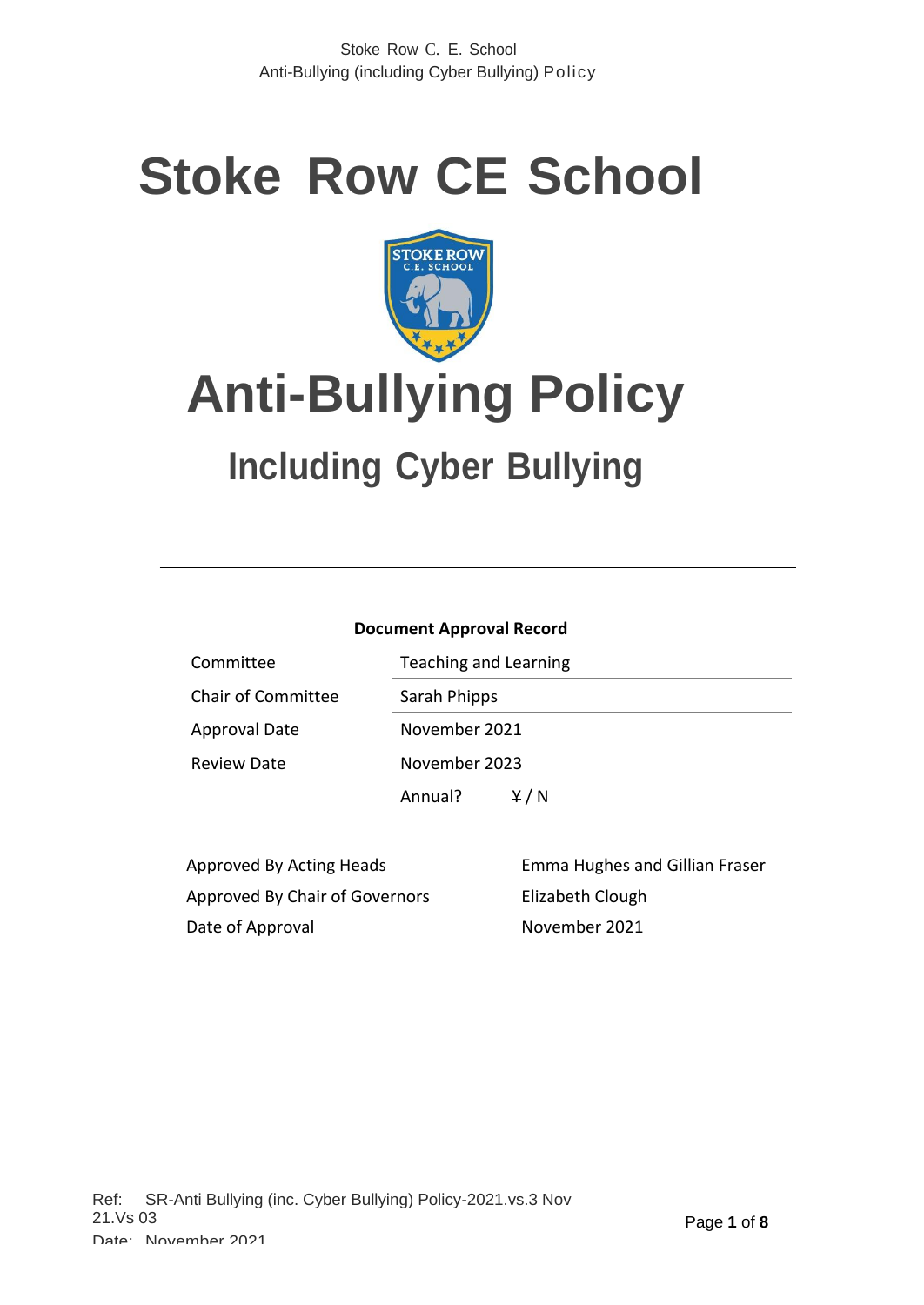# Stoke Row CE School

# Anti-Bullying Policy

## Including Cyber Bullying

---

**Document Approval Record**

| | |
|---|---|
| Committee | Teaching and Learning |
| Chair of Committee | Sarah Phipps |
| Approval Date | November 2021 |
| Review Date | November 2023 |
| | Annual? Y / N |

| | |
|---|---|
| Approved By Acting Heads | Emma Hughes and Gillian Fraser |
| Approved By Chair of Governors | Elizabeth Clough |
| Date of Approval | November 2021 |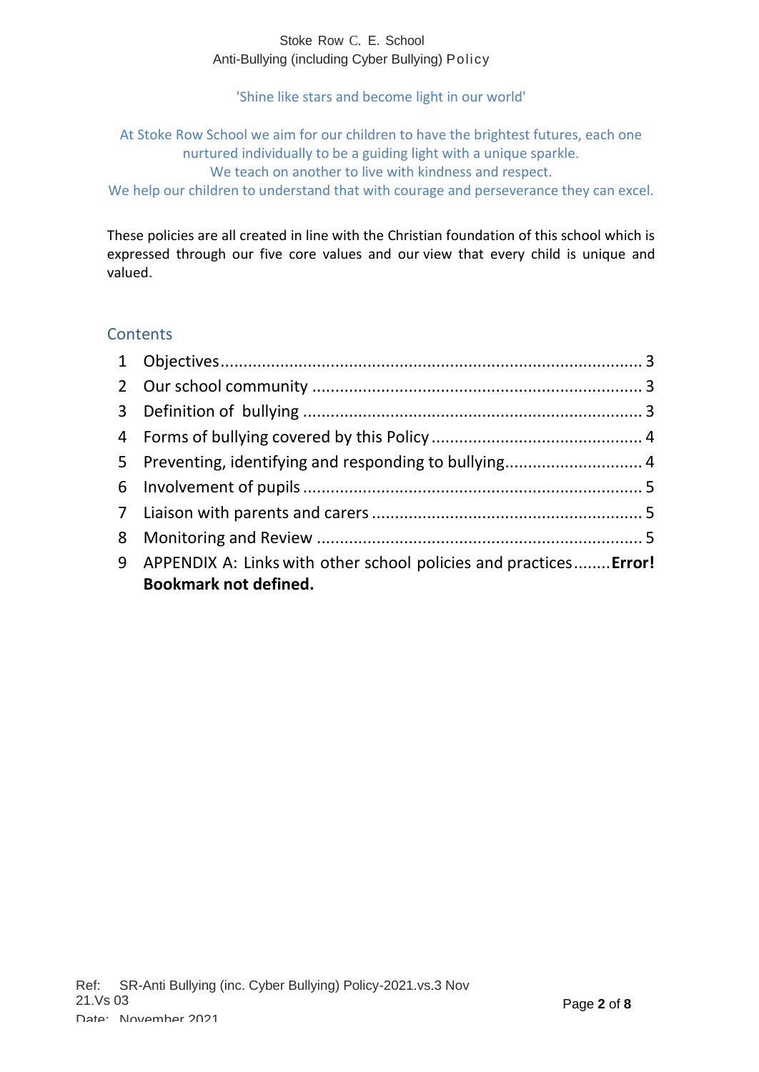'Shine like stars and become light in our world'

At Stoke Row School we aim for our children to have the brightest futures, each one nurtured individually to be a guiding light with a unique sparkle.
We teach on another to live with kindness and respect.
We help our children to understand that with courage and perseverance they can excel.

These policies are all created in line with the Christian foundation of this school which is expressed through our five core values and our view that every child is unique and valued.

## Contents

1 Objectives ........................................................................................ 3
2 Our school community ........................................................................ 3
3 Definition of bullying .......................................................................... 3
4 Forms of bullying covered by this Policy ............................................. 4
5 Preventing, identifying and responding to bullying.............................. 4
6 Involvement of pupils .......................................................................... 5
7 Liaison with parents and carers ........................................................... 5
8 Monitoring and Review ....................................................................... 5
9 APPENDIX A: Links with other school policies and practices........**Error! Bookmark not defined.**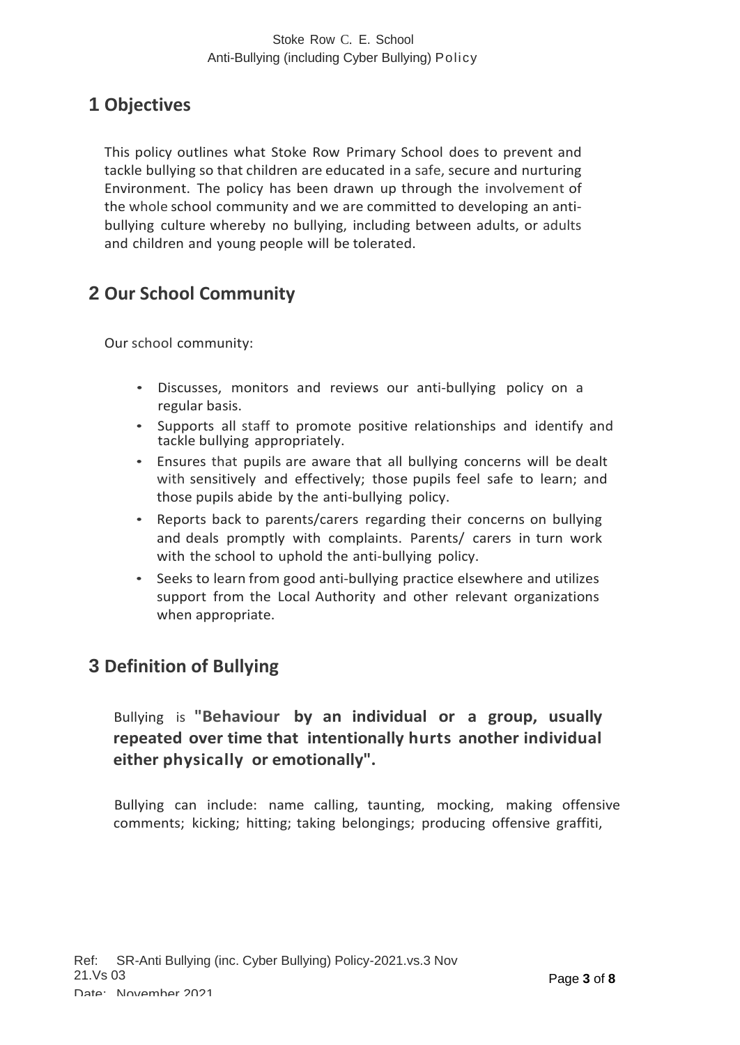## 1 Objectives

This policy outlines what Stoke Row Primary School does to prevent and tackle bullying so that children are educated in a safe, secure and nurturing Environment. The policy has been drawn up through the involvement of the whole school community and we are committed to developing an anti-bullying culture whereby no bullying, including between adults, or adults and children and young people will be tolerated.

## 2 Our School Community

Our school community:

- Discusses, monitors and reviews our anti-bullying policy on a regular basis.
- Supports all staff to promote positive relationships and identify and tackle bullying appropriately.
- Ensures that pupils are aware that all bullying concerns will be dealt with sensitively and effectively; those pupils feel safe to learn; and those pupils abide by the anti-bullying policy.
- Reports back to parents/carers regarding their concerns on bullying and deals promptly with complaints. Parents/ carers in turn work with the school to uphold the anti-bullying policy.
- Seeks to learn from good anti-bullying practice elsewhere and utilizes support from the Local Authority and other relevant organizations when appropriate.

## 3 Definition of Bullying

Bullying is **"Behaviour by an individual or a group, usually repeated over time that intentionally hurts another individual either physically or emotionally".**

Bullying can include: name calling, taunting, mocking, making offensive comments; kicking; hitting; taking belongings; producing offensive graffiti,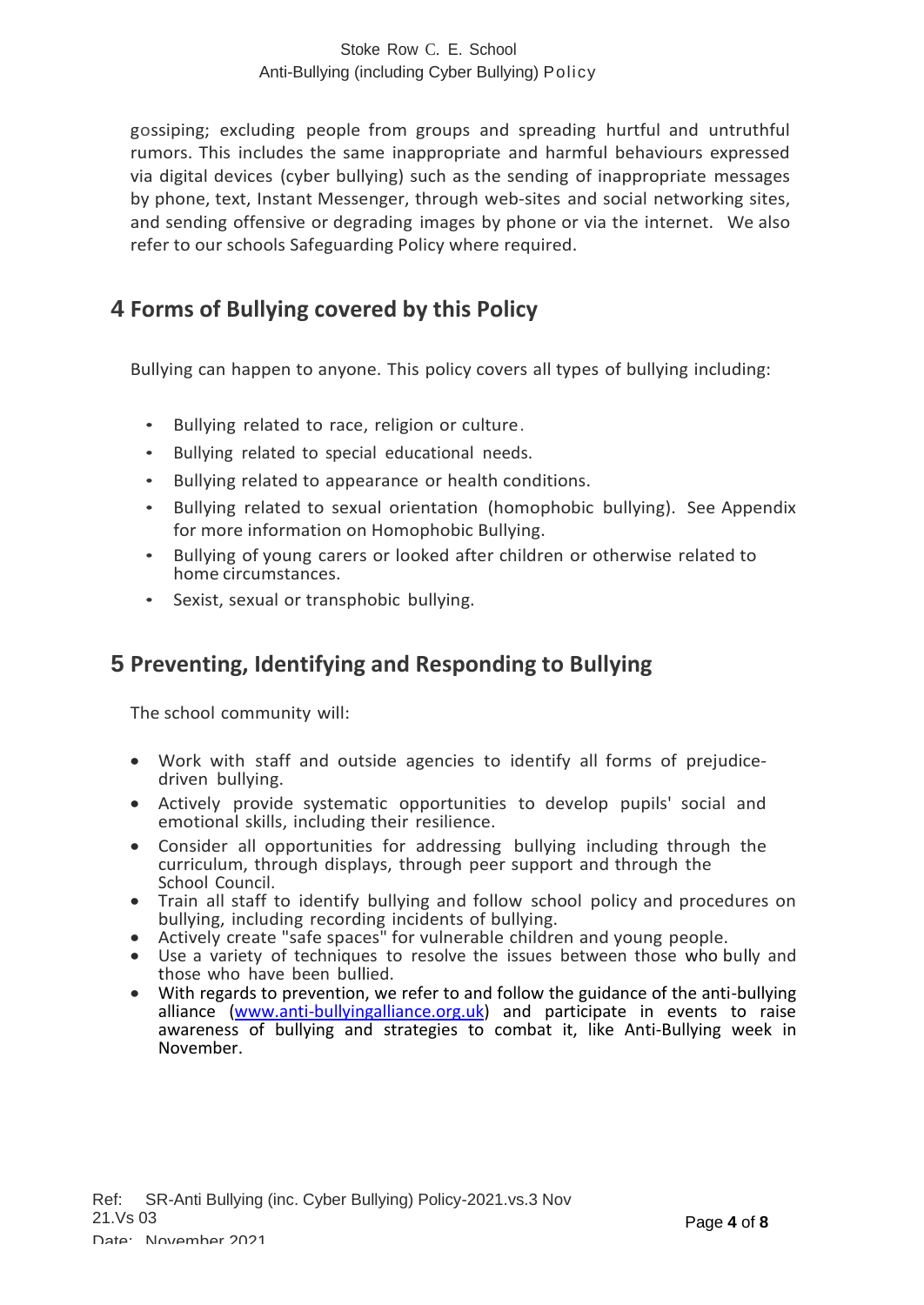gossiping; excluding people from groups and spreading hurtful and untruthful rumors. This includes the same inappropriate and harmful behaviours expressed via digital devices (cyber bullying) such as the sending of inappropriate messages by phone, text, Instant Messenger, through web-sites and social networking sites, and sending offensive or degrading images by phone or via the internet. We also refer to our schools Safeguarding Policy where required.

## 4 Forms of Bullying covered by this Policy

Bullying can happen to anyone. This policy covers all types of bullying including:

- Bullying related to race, religion or culture.
- Bullying related to special educational needs.
- Bullying related to appearance or health conditions.
- Bullying related to sexual orientation (homophobic bullying). See Appendix for more information on Homophobic Bullying.
- Bullying of young carers or looked after children or otherwise related to home circumstances.
- Sexist, sexual or transphobic bullying.

## 5 Preventing, Identifying and Responding to Bullying

The school community will:

- Work with staff and outside agencies to identify all forms of prejudice-driven bullying.
- Actively provide systematic opportunities to develop pupils' social and emotional skills, including their resilience.
- Consider all opportunities for addressing bullying including through the curriculum, through displays, through peer support and through the School Council.
- Train all staff to identify bullying and follow school policy and procedures on bullying, including recording incidents of bullying.
- Actively create "safe spaces" for vulnerable children and young people.
- Use a variety of techniques to resolve the issues between those who bully and those who have been bullied.
- With regards to prevention, we refer to and follow the guidance of the anti-bullying alliance ([www.anti-bullyingalliance.org.uk](http://www.anti-bullyingalliance.org.uk)) and participate in events to raise awareness of bullying and strategies to combat it, like Anti-Bullying week in November.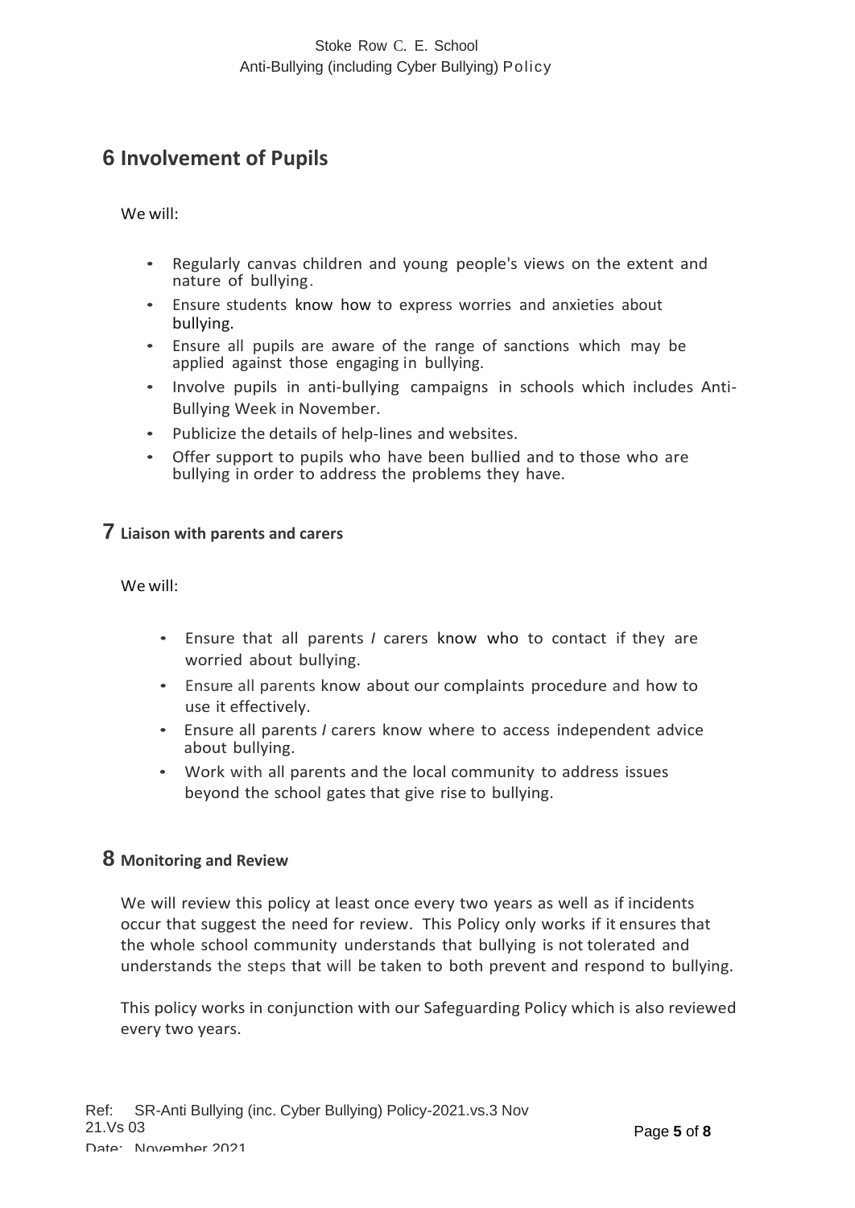## 6 Involvement of Pupils

We will:

- Regularly canvas children and young people's views on the extent and nature of bullying.
- Ensure students know how to express worries and anxieties about bullying.
- Ensure all pupils are aware of the range of sanctions which may be applied against those engaging in bullying.
- Involve pupils in anti-bullying campaigns in schools which includes Anti-Bullying Week in November.
- Publicize the details of help-lines and websites.
- Offer support to pupils who have been bullied and to those who are bullying in order to address the problems they have.

## 7 Liaison with parents and carers

We will:

- Ensure that all parents / carers know who to contact if they are worried about bullying.
- Ensure all parents know about our complaints procedure and how to use it effectively.
- Ensure all parents / carers know where to access independent advice about bullying.
- Work with all parents and the local community to address issues beyond the school gates that give rise to bullying.

## 8 Monitoring and Review

We will review this policy at least once every two years as well as if incidents occur that suggest the need for review. This Policy only works if it ensures that the whole school community understands that bullying is not tolerated and understands the steps that will be taken to both prevent and respond to bullying.

This policy works in conjunction with our Safeguarding Policy which is also reviewed every two years.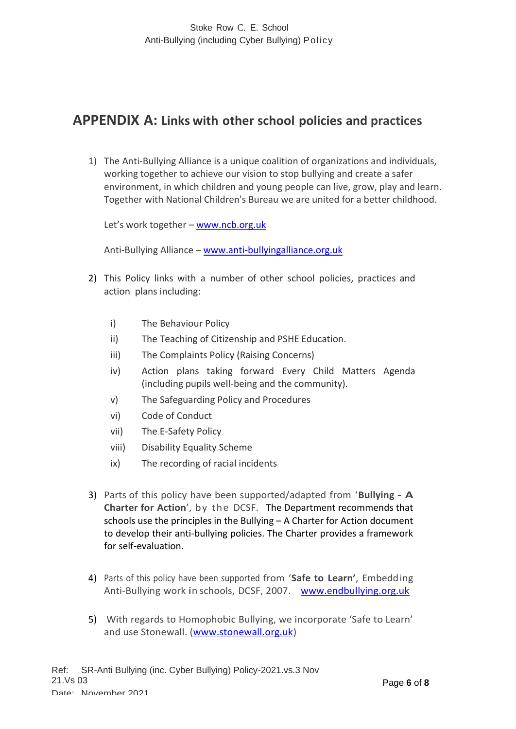## APPENDIX A: Links with other school policies and practices

1) The Anti-Bullying Alliance is a unique coalition of organizations and individuals, working together to achieve our vision to stop bullying and create a safer environment, in which children and young people can live, grow, play and learn. Together with National Children's Bureau we are united for a better childhood.

   Let's work together – www.ncb.org.uk

   Anti-Bullying Alliance – www.anti-bullyingalliance.org.uk

2) This Policy links with a number of other school policies, practices and action plans including:

   i) The Behaviour Policy
   ii) The Teaching of Citizenship and PSHE Education.
   iii) The Complaints Policy (Raising Concerns)
   iv) Action plans taking forward Every Child Matters Agenda (including pupils well-being and the community).
   v) The Safeguarding Policy and Procedures
   vi) Code of Conduct
   vii) The E-Safety Policy
   viii) Disability Equality Scheme
   ix) The recording of racial incidents

3) Parts of this policy have been supported/adapted from '**Bullying - A Charter for Action**', by the DCSF. The Department recommends that schools use the principles in the Bullying – A Charter for Action document to develop their anti-bullying policies. The Charter provides a framework for self-evaluation.

4) Parts of this policy have been supported from '**Safe to Learn'**, Embedding Anti-Bullying work in schools, DCSF, 2007. www.endbullying.org.uk

5) With regards to Homophobic Bullying, we incorporate 'Safe to Learn' and use Stonewall. (www.stonewall.org.uk)

Ref: SR-Anti Bullying (inc. Cyber Bullying) Policy-2021.vs.3 Nov 21.Vs 03
Date: November 2021